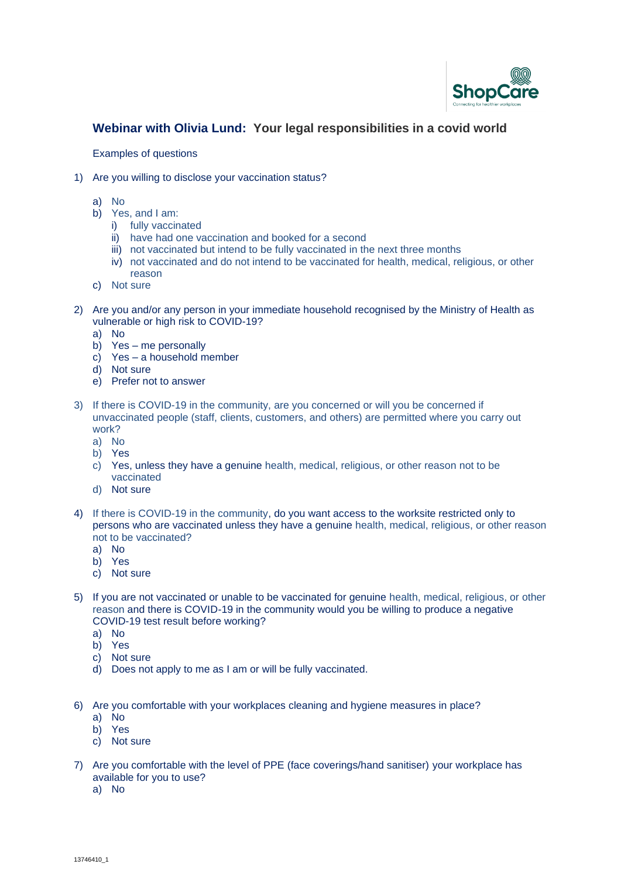## Webinar with Olivia Lund: Your legal responsibilities in a covid world

Examples of questions

1) Are you willing to disclose your vaccination status?

   a) No
   b) Yes, and I am:
      i) fully vaccinated
      ii) have had one vaccination and booked for a second
      iii) not vaccinated but intend to be fully vaccinated in the next three months
      iv) not vaccinated and do not intend to be vaccinated for health, medical, religious, or other reason
   c) Not sure

2) Are you and/or any person in your immediate household recognised by the Ministry of Health as vulnerable or high risk to COVID-19?
   a) No
   b) Yes – me personally
   c) Yes – a household member
   d) Not sure
   e) Prefer not to answer

3) If there is COVID-19 in the community, are you concerned or will you be concerned if unvaccinated people (staff, clients, customers, and others) are permitted where you carry out work?
   a) No
   b) Yes
   c) Yes, unless they have a genuine health, medical, religious, or other reason not to be vaccinated
   d) Not sure

4) If there is COVID-19 in the community, do you want access to the worksite restricted only to persons who are vaccinated unless they have a genuine health, medical, religious, or other reason not to be vaccinated?
   a) No
   b) Yes
   c) Not sure

5) If you are not vaccinated or unable to be vaccinated for genuine health, medical, religious, or other reason and there is COVID-19 in the community would you be willing to produce a negative COVID-19 test result before working?
   a) No
   b) Yes
   c) Not sure
   d) Does not apply to me as I am or will be fully vaccinated.

6) Are you comfortable with your workplaces cleaning and hygiene measures in place?
   a) No
   b) Yes
   c) Not sure

7) Are you comfortable with the level of PPE (face coverings/hand sanitiser) your workplace has available for you to use?
   a) No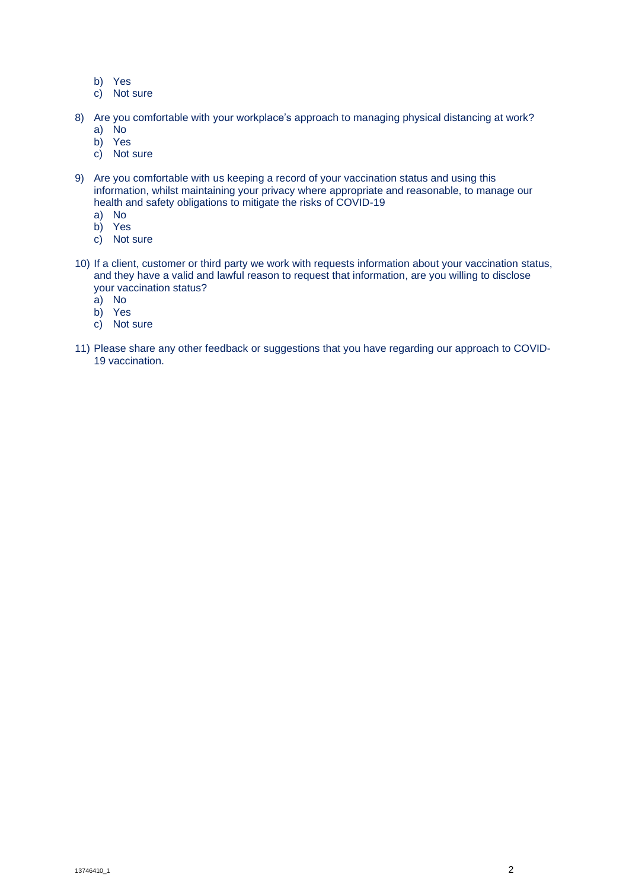b) Yes
   c) Not sure

8) Are you comfortable with your workplace's approach to managing physical distancing at work?
   a) No
   b) Yes
   c) Not sure

9) Are you comfortable with us keeping a record of your vaccination status and using this information, whilst maintaining your privacy where appropriate and reasonable, to manage our health and safety obligations to mitigate the risks of COVID-19
   a) No
   b) Yes
   c) Not sure

10) If a client, customer or third party we work with requests information about your vaccination status, and they have a valid and lawful reason to request that information, are you willing to disclose your vaccination status?
    a) No
    b) Yes
    c) Not sure

11) Please share any other feedback or suggestions that you have regarding our approach to COVID-19 vaccination.

13746410_1